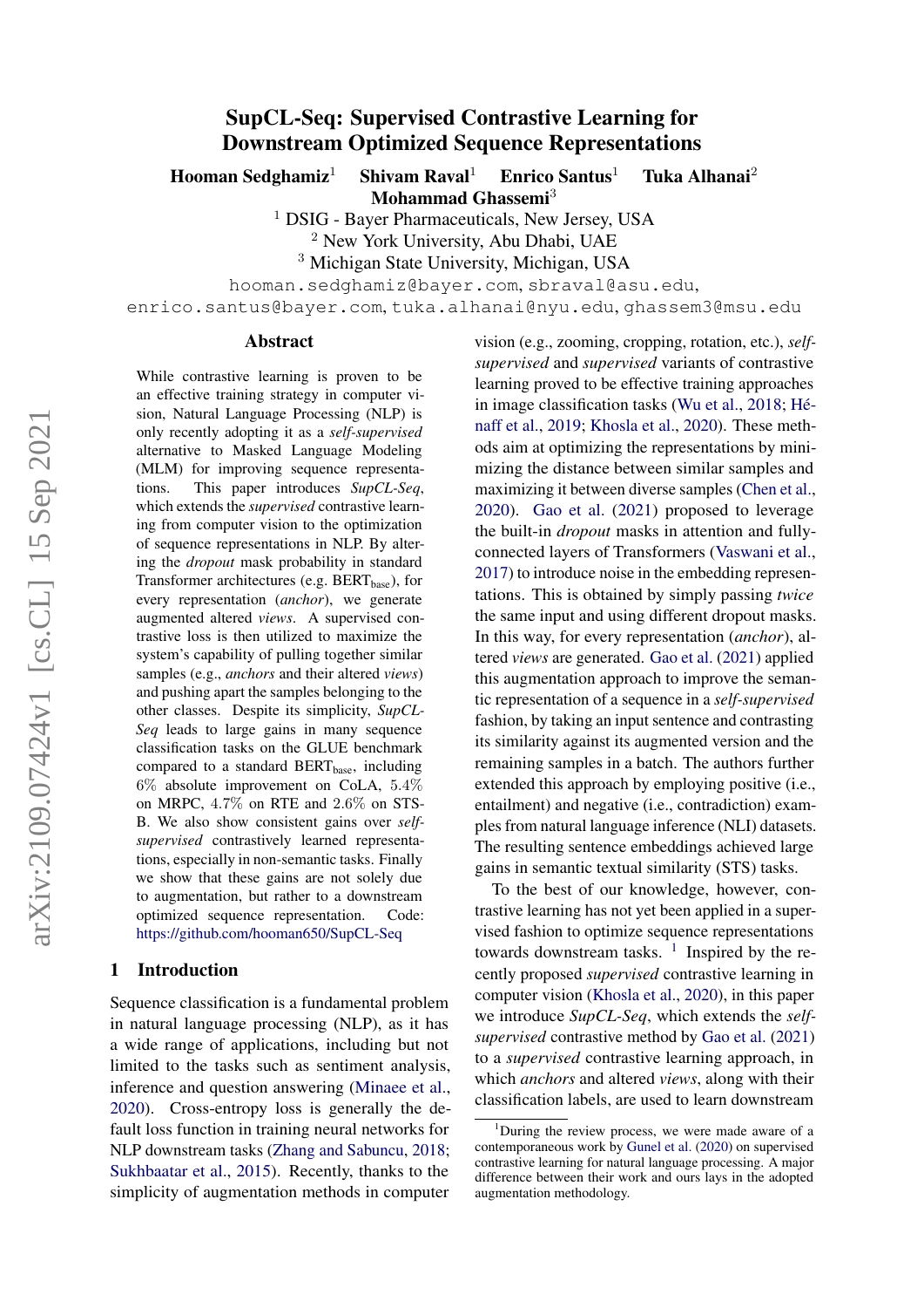# SupCL-Seq: Supervised Contrastive Learning for Downstream Optimized Sequence Representations

**Hooman Sedghamiz**[1] **Shivam Raval**[1] **Enrico Santus**[1] **Tuka Alhanai**[2] **Mohammad Ghassemi**[3]

[1] DSIG - Bayer Pharmaceuticals, New Jersey, USA
[2] New York University, Abu Dhabi, UAE
[3] Michigan State University, Michigan, USA

hooman.sedghamiz@bayer.com, sbraval@asu.edu, enrico.santus@bayer.com, tuka.alhanai@nyu.edu, ghassem3@msu.edu

## Abstract

While contrastive learning is proven to be an effective training strategy in computer vision, Natural Language Processing (NLP) is only recently adopting it as a *self-supervised* alternative to Masked Language Modeling (MLM) for improving sequence representations. This paper introduces *SupCL-Seq*, which extends the *supervised* contrastive learning from computer vision to the optimization of sequence representations in NLP. By altering the *dropout* mask probability in standard Transformer architectures (e.g. $\text{BERT}_{\text{base}}$), for every representation (*anchor*), we generate augmented altered *views*. A supervised contrastive loss is then utilized to maximize the system's capability of pulling together similar samples (e.g., *anchors* and their altered *views*) and pushing apart the samples belonging to the other classes. Despite its simplicity, *SupCL-Seq* leads to large gains in many sequence classification tasks on the GLUE benchmark compared to a standard $\text{BERT}_{\text{base}}$, including $6\%$ absolute improvement on CoLA, $5.4\%$ on MRPC, $4.7\%$ on RTE and $2.6\%$ on STS-B. We also show consistent gains over *self-supervised* contrastively learned representations, especially in non-semantic tasks. Finally we show that these gains are not solely due to augmentation, but rather to a downstream optimized sequence representation. Code: https://github.com/hooman650/SupCL-Seq

## 1 Introduction

Sequence classification is a fundamental problem in natural language processing (NLP), as it has a wide range of applications, including but not limited to the tasks such as sentiment analysis, inference and question answering (Minaee et al., 2020). Cross-entropy loss is generally the default loss function in training neural networks for NLP downstream tasks (Zhang and Sabuncu, 2018; Sukhbaatar et al., 2015). Recently, thanks to the simplicity of augmentation methods in computer vision (e.g., zooming, cropping, rotation, etc.), *self-supervised* and *supervised* variants of contrastive learning proved to be effective training approaches in image classification tasks (Wu et al., 2018; Hénaff et al., 2019; Khosla et al., 2020). These methods aim at optimizing the representations by minimizing the distance between similar samples and maximizing it between diverse samples (Chen et al., 2020). Gao et al. (2021) proposed to leverage the built-in *dropout* masks in attention and fully-connected layers of Transformers (Vaswani et al., 2017) to introduce noise in the embedding representations. This is obtained by simply passing *twice* the same input and using different dropout masks. In this way, for every representation (*anchor*), altered *views* are generated. Gao et al. (2021) applied this augmentation approach to improve the semantic representation of a sequence in a *self-supervised* fashion, by taking an input sentence and contrasting its similarity against its augmented version and the remaining samples in a batch. The authors further extended this approach by employing positive (i.e., entailment) and negative (i.e., contradiction) examples from natural language inference (NLI) datasets. The resulting sentence embeddings achieved large gains in semantic textual similarity (STS) tasks.

To the best of our knowledge, however, contrastive learning has not yet been applied in a supervised fashion to optimize sequence representations towards downstream tasks. [1] Inspired by the recently proposed *supervised* contrastive learning in computer vision (Khosla et al., 2020), in this paper we introduce *SupCL-Seq*, which extends the *self-supervised* contrastive method by Gao et al. (2021) to a *supervised* contrastive learning approach, in which *anchors* and altered *views*, along with their classification labels, are used to learn downstream

[1] During the review process, we were made aware of a contemporaneous work by Gunel et al. (2020) on supervised contrastive learning for natural language processing. A major difference between their work and ours lays in the adopted augmentation methodology.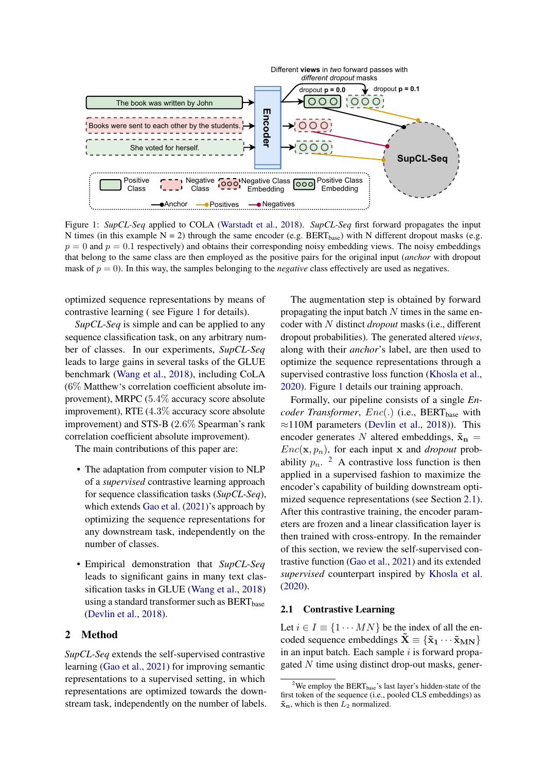Figure 1: *SupCL-Seq* applied to COLA (Warstadt et al., 2018). *SupCL-Seq* first forward propagates the input N times (in this example N = 2) through the same encoder (e.g. $\text{BERT}_{\text{base}}$) with N different dropout masks (e.g. $p = 0$ and $p = 0.1$ respectively) and obtains their corresponding noisy embedding views. The noisy embeddings that belong to the same class are then employed as the positive pairs for the original input (*anchor* with dropout mask of $p = 0$). In this way, the samples belonging to the *negative* class effectively are used as negatives.

optimized sequence representations by means of contrastive learning ( see Figure 1 for details).

*SupCL-Seq* is simple and can be applied to any sequence classification task, on any arbitrary number of classes. In our experiments, *SupCL-Seq* leads to large gains in several tasks of the GLUE benchmark (Wang et al., 2018), including CoLA (6% Matthew's correlation coefficient absolute improvement), MRPC (5.4% accuracy score absolute improvement), RTE (4.3% accuracy score absolute improvement) and STS-B (2.6% Spearman's rank correlation coefficient absolute improvement).

The main contributions of this paper are:

- The adaptation from computer vision to NLP of a *supervised* contrastive learning approach for sequence classification tasks (*SupCL-Seq*), which extends Gao et al. (2021)'s approach by optimizing the sequence representations for any downstream task, independently on the number of classes.
- Empirical demonstration that *SupCL-Seq* leads to significant gains in many text classification tasks in GLUE (Wang et al., 2018) using a standard transformer such as $\text{BERT}_{\text{base}}$ (Devlin et al., 2018).

## 2 Method

*SupCL-Seq* extends the self-supervised contrastive learning (Gao et al., 2021) for improving semantic representations to a supervised setting, in which representations are optimized towards the downstream task, independently on the number of labels.

The augmentation step is obtained by forward propagating the input batch $N$ times in the same encoder with $N$ distinct *dropout* masks (i.e., different dropout probabilities). The generated altered *views*, along with their *anchor*'s label, are then used to optimize the sequence representations through a supervised contrastive loss function (Khosla et al., 2020). Figure 1 details our training approach.

Formally, our pipeline consists of a single *Encoder Transformer*, $Enc(.)$ (i.e., $\text{BERT}_{\text{base}}$ with $\approx$110M parameters (Devlin et al., 2018)). This encoder generates $N$ altered embeddings, $\tilde{\mathbf{x}}_\mathbf{n} = Enc(\mathbf{x}, p_n)$, for each input $\mathbf{x}$ and *dropout* probability $p_n$. [2] A contrastive loss function is then applied in a supervised fashion to maximize the encoder's capability of building downstream optimized sequence representations (see Section 2.1). After this contrastive training, the encoder parameters are frozen and a linear classification layer is then trained with cross-entropy. In the remainder of this section, we review the self-supervised contrastive function (Gao et al., 2021) and its extended *supervised* counterpart inspired by Khosla et al. (2020).

### 2.1 Contrastive Learning

Let $i \in I \equiv \{1 \cdots MN\}$ be the index of all the encoded sequence embeddings $\tilde{\mathbf{X}} \equiv \{\tilde{\mathbf{x}}_\mathbf{1} \cdots \tilde{\mathbf{x}}_\mathbf{MN}\}$ in an input batch. Each sample $i$ is forward propagated $N$ time using distinct drop-out masks, gener-

[2] We employ the $\text{BERT}_{\text{base}}$'s last layer's hidden-state of the first token of the sequence (i.e., pooled CLS embeddings) as $\tilde{\mathbf{x}}_\mathbf{n}$, which is then $L_2$ normalized.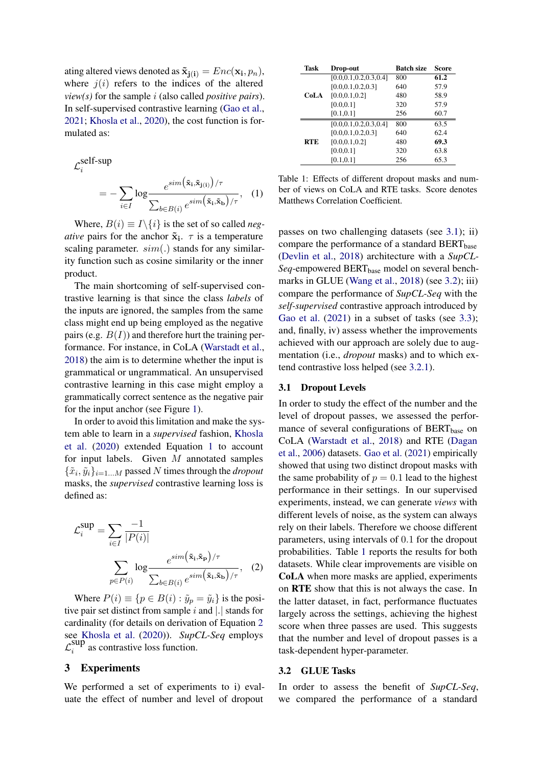ating altered views denoted as $\tilde{\mathbf{x}}_{\mathbf{j(i)}} = Enc(\mathbf{x_i}, p_n)$, where $j(i)$ refers to the indices of the altered *view(s)* for the sample $i$ (also called *positive pairs*). In self-supervised contrastive learning (Gao et al., 2021; Khosla et al., 2020), the cost function is formulated as:

$$\mathcal{L}_i^{\text{self-sup}} = -\sum_{i \in I} \log \frac{e^{sim\left(\tilde{\mathbf{x}}_\mathbf{i}, \tilde{\mathbf{x}}_{\mathbf{j(i)}}\right)/\tau}}{\sum_{b \in B(i)} e^{sim\left(\tilde{\mathbf{x}}_\mathbf{i}, \tilde{\mathbf{x}}_\mathbf{b}\right)/\tau}}, \quad (1)$$

Where, $B(i) \equiv I \backslash \{i\}$ is the set of so called *negative* pairs for the anchor $\tilde{\mathbf{x}}_\mathbf{i}$. $\tau$ is a temperature scaling parameter. $sim(.)$ stands for any similarity function such as cosine similarity or the inner product.

The main shortcoming of self-supervised contrastive learning is that since the class *labels* of the inputs are ignored, the samples from the same class might end up being employed as the negative pairs (e.g. $B(I)$) and therefore hurt the training performance. For instance, in CoLA (Warstadt et al., 2018) the aim is to determine whether the input is grammatical or ungrammatical. An unsupervised contrastive learning in this case might employ a grammatically correct sentence as the negative pair for the input anchor (see Figure 1).

In order to avoid this limitation and make the system able to learn in a *supervised* fashion, Khosla et al. (2020) extended Equation 1 to account for input labels. Given $M$ annotated samples $\{\tilde{x}_i, \tilde{y}_i\}_{i=1...M}$ passed $N$ times through the *dropout* masks, the *supervised* contrastive learning loss is defined as:

$$\mathcal{L}_i^{\text{sup}} = \sum_{i \in I} \frac{-1}{|P(i)|} \sum_{p \in P(i)} \log \frac{e^{sim\left(\tilde{\mathbf{x}}_\mathbf{i}, \tilde{\mathbf{x}}_\mathbf{p}\right)/\tau}}{\sum_{b \in B(i)} e^{sim\left(\tilde{\mathbf{x}}_\mathbf{i}, \tilde{\mathbf{x}}_\mathbf{b}\right)/\tau}}, \quad (2)$$

Where $P(i) \equiv \{p \in B(i) : \tilde{y}_p = \tilde{y}_i\}$ is the positive pair set distinct from sample $i$ and $|.|$ stands for cardinality (for details on derivation of Equation 2 see Khosla et al. (2020)). *SupCL-Seq* employs $\mathcal{L}_i^{\text{sup}}$ as contrastive loss function.

# 3 Experiments

We performed a set of experiments to i) evaluate the effect of number and level of dropout passes on two challenging datasets (see 3.1); ii) compare the performance of a standard $\text{BERT}_{\text{base}}$ (Devlin et al., 2018) architecture with a *SupCL-Seq*-empowered $\text{BERT}_{\text{base}}$ model on several benchmarks in GLUE (Wang et al., 2018) (see 3.2); iii) compare the performance of *SupCL-Seq* with the *self-supervised* contrastive approach introduced by Gao et al. (2021) in a subset of tasks (see 3.3); and, finally, iv) assess whether the improvements achieved with our approach are solely due to augmentation (i.e., *dropout* masks) and to which extend contrastive loss helped (see 3.2.1).

| Task | Drop-out | Batch size | Score |
|---|---|---|---|
| CoLA | [0.0,0.1,0.2,0.3,0.4] | 800 | **61.2** |
| | [0.0,0.1,0.2,0.3] | 640 | 57.9 |
| | [0.0,0.1,0.2] | 480 | 58.9 |
| | [0.0,0.1] | 320 | 57.9 |
| | [0.1,0.1] | 256 | 60.7 |
| RTE | [0.0,0.1,0.2,0.3,0.4] | 800 | 63.5 |
| | [0.0,0.1,0.2,0.3] | 640 | 62.4 |
| | [0.0,0.1,0.2] | 480 | **69.3** |
| | [0.0,0.1] | 320 | 63.8 |
| | [0.1,0.1] | 256 | 65.3 |

Table 1: Effects of different dropout masks and number of views on CoLA and RTE tasks. Score denotes Matthews Correlation Coefficient.

## 3.1 Dropout Levels

In order to study the effect of the number and the level of dropout passes, we assessed the performance of several configurations of $\text{BERT}_{\text{base}}$ on CoLA (Warstadt et al., 2018) and RTE (Dagan et al., 2006) datasets. Gao et al. (2021) empirically showed that using two distinct dropout masks with the same probability of $p = 0.1$ lead to the highest performance in their settings. In our supervised experiments, instead, we can generate *views* with different levels of noise, as the system can always rely on their labels. Therefore we choose different parameters, using intervals of 0.1 for the dropout probabilities. Table 1 reports the results for both datasets. While clear improvements are visible on **CoLA** when more masks are applied, experiments on **RTE** show that this is not always the case. In the latter dataset, in fact, performance fluctuates largely across the settings, achieving the highest score when three passes are used. This suggests that the number and level of dropout passes is a task-dependent hyper-parameter.

## 3.2 GLUE Tasks

In order to assess the benefit of *SupCL-Seq*, we compared the performance of a standard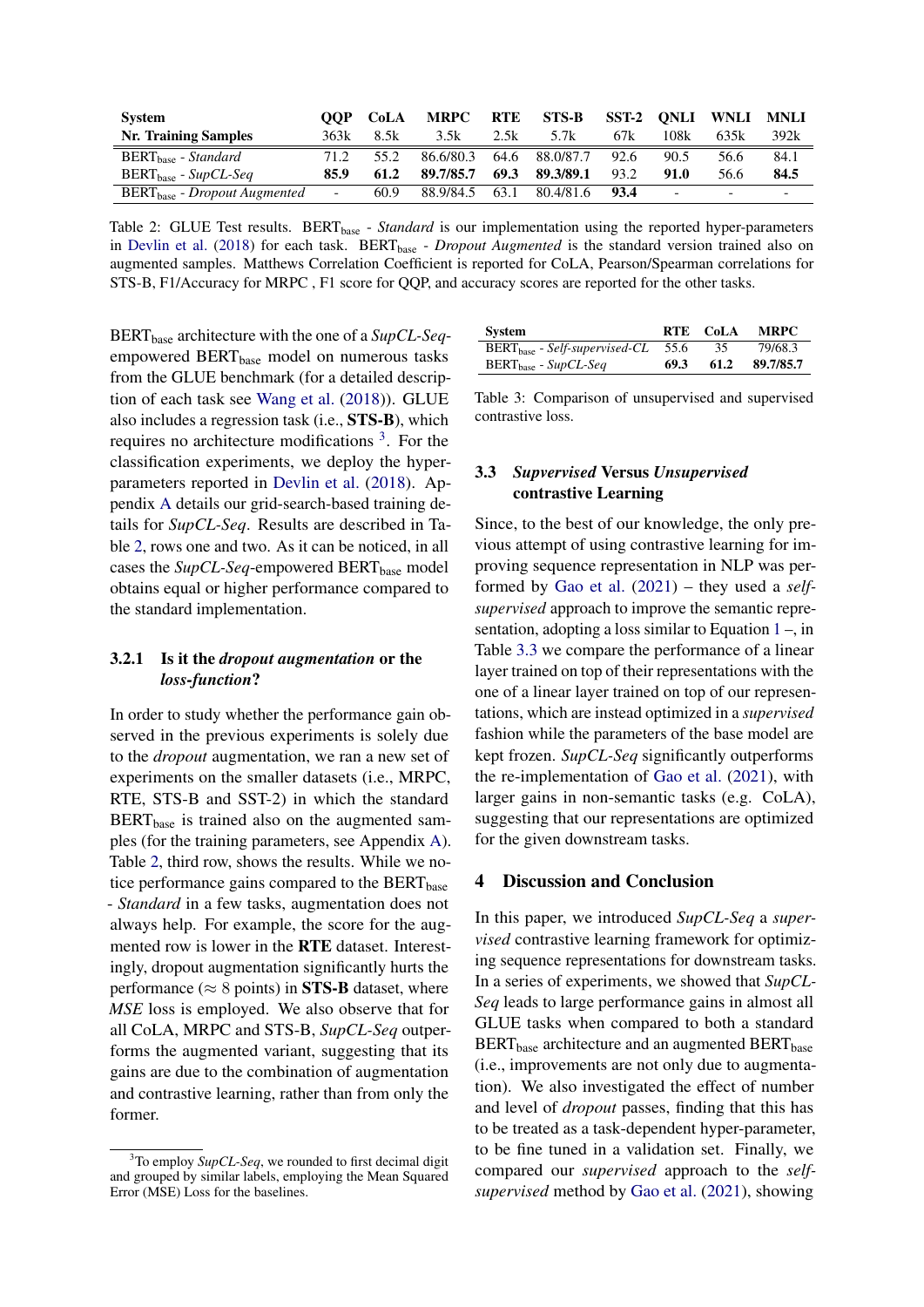| System | QQP | CoLA | MRPC | RTE | STS-B | SST-2 | QNLI | WNLI | MNLI |
|---|---|---|---|---|---|---|---|---|---|
| Nr. Training Samples | 363k | 8.5k | 3.5k | 2.5k | 5.7k | 67k | 108k | 635k | 392k |
| $\text{BERT}_{\text{base}}$ - *Standard* | 71.2 | 55.2 | 86.6/80.3 | 64.6 | 88.0/87.7 | 92.6 | 90.5 | 56.6 | 84.1 |
| $\text{BERT}_{\text{base}}$ - *SupCL-Seq* | **85.9** | **61.2** | **89.7/85.7** | **69.3** | **89.3/89.1** | 93.2 | **91.0** | 56.6 | **84.5** |
| $\text{BERT}_{\text{base}}$ - *Dropout Augmented* | - | 60.9 | 88.9/84.5 | 63.1 | 80.4/81.6 | **93.4** | - | - | - |

Table 2: GLUE Test results. $\text{BERT}_{\text{base}}$ - *Standard* is our implementation using the reported hyper-parameters in Devlin et al. (2018) for each task. $\text{BERT}_{\text{base}}$ - *Dropout Augmented* is the standard version trained also on augmented samples. Matthews Correlation Coefficient is reported for CoLA, Pearson/Spearman correlations for STS-B, F1/Accuracy for MRPC , F1 score for QQP, and accuracy scores are reported for the other tasks.

$\text{BERT}_{\text{base}}$ architecture with the one of a *SupCL-Seq*-empowered $\text{BERT}_{\text{base}}$ model on numerous tasks from the GLUE benchmark (for a detailed description of each task see Wang et al. (2018)). GLUE also includes a regression task (i.e., **STS-B**), which requires no architecture modifications [3]. For the classification experiments, we deploy the hyper-parameters reported in Devlin et al. (2018). Appendix A details our grid-search-based training details for *SupCL-Seq*. Results are described in Table 2, rows one and two. As it can be noticed, in all cases the *SupCL-Seq*-empowered $\text{BERT}_{\text{base}}$ model obtains equal or higher performance compared to the standard implementation.

#### 3.2.1 Is it the *dropout augmentation* or the *loss-function*?

In order to study whether the performance gain observed in the previous experiments is solely due to the *dropout* augmentation, we ran a new set of experiments on the smaller datasets (i.e., MRPC, RTE, STS-B and SST-2) in which the standard $\text{BERT}_{\text{base}}$ is trained also on the augmented samples (for the training parameters, see Appendix A). Table 2, third row, shows the results. While we notice performance gains compared to the $\text{BERT}_{\text{base}}$ - *Standard* in a few tasks, augmentation does not always help. For example, the score for the augmented row is lower in the **RTE** dataset. Interestingly, dropout augmentation significantly hurts the performance ($\approx 8$ points) in **STS-B** dataset, where *MSE* loss is employed. We also observe that for all CoLA, MRPC and STS-B, *SupCL-Seq* outperforms the augmented variant, suggesting that its gains are due to the combination of augmentation and contrastive learning, rather than from only the former.

[3] To employ *SupCL-Seq*, we rounded to first decimal digit and grouped by similar labels, employing the Mean Squared Error (MSE) Loss for the baselines.

| System | RTE | CoLA | MRPC |
|---|---|---|---|
| $\text{BERT}_{\text{base}}$ - *Self-supervised-CL* | 55.6 | 35 | 79/68.3 |
| $\text{BERT}_{\text{base}}$ - *SupCL-Seq* | **69.3** | **61.2** | **89.7/85.7** |

Table 3: Comparison of unsupervised and supervised contrastive loss.

### 3.3 *Supervised* Versus *Unsupervised* contrastive Learning

Since, to the best of our knowledge, the only previous attempt of using contrastive learning for improving sequence representation in NLP was performed by Gao et al. (2021) – they used a *self-supervised* approach to improve the semantic representation, adopting a loss similar to Equation 1 –, in Table 3.3 we compare the performance of a linear layer trained on top of their representations with the one of a linear layer trained on top of our representations, which are instead optimized in a *supervised* fashion while the parameters of the base model are kept frozen. *SupCL-Seq* significantly outperforms the re-implementation of Gao et al. (2021), with larger gains in non-semantic tasks (e.g. CoLA), suggesting that our representations are optimized for the given downstream tasks.

## 4 Discussion and Conclusion

In this paper, we introduced *SupCL-Seq* a *supervised* contrastive learning framework for optimizing sequence representations for downstream tasks. In a series of experiments, we showed that *SupCL-Seq* leads to large performance gains in almost all GLUE tasks when compared to both a standard $\text{BERT}_{\text{base}}$ architecture and an augmented $\text{BERT}_{\text{base}}$ (i.e., improvements are not only due to augmentation). We also investigated the effect of number and level of *dropout* passes, finding that this has to be treated as a task-dependent hyper-parameter, to be fine tuned in a validation set. Finally, we compared our *supervised* approach to the *self-supervised* method by Gao et al. (2021), showing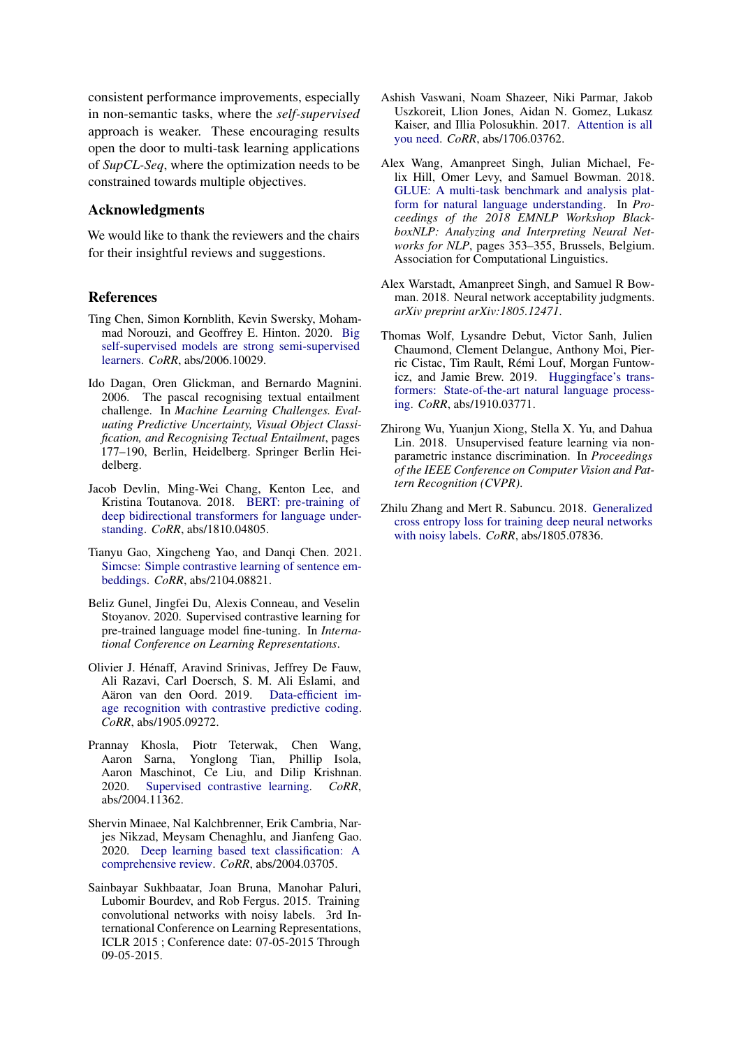consistent performance improvements, especially in non-semantic tasks, where the *self-supervised* approach is weaker. These encouraging results open the door to multi-task learning applications of *SupCL-Seq*, where the optimization needs to be constrained towards multiple objectives.

## Acknowledgments

We would like to thank the reviewers and the chairs for their insightful reviews and suggestions.

## References

Ting Chen, Simon Kornblith, Kevin Swersky, Mohammad Norouzi, and Geoffrey E. Hinton. 2020. Big self-supervised models are strong semi-supervised learners. *CoRR*, abs/2006.10029.

Ido Dagan, Oren Glickman, and Bernardo Magnini. 2006. The pascal recognising textual entailment challenge. In *Machine Learning Challenges. Evaluating Predictive Uncertainty, Visual Object Classification, and Recognising Tectual Entailment*, pages 177–190, Berlin, Heidelberg. Springer Berlin Heidelberg.

Jacob Devlin, Ming-Wei Chang, Kenton Lee, and Kristina Toutanova. 2018. BERT: pre-training of deep bidirectional transformers for language understanding. *CoRR*, abs/1810.04805.

Tianyu Gao, Xingcheng Yao, and Danqi Chen. 2021. Simcse: Simple contrastive learning of sentence embeddings. *CoRR*, abs/2104.08821.

Beliz Gunel, Jingfei Du, Alexis Conneau, and Veselin Stoyanov. 2020. Supervised contrastive learning for pre-trained language model fine-tuning. In *International Conference on Learning Representations*.

Olivier J. Hénaff, Aravind Srinivas, Jeffrey De Fauw, Ali Razavi, Carl Doersch, S. M. Ali Eslami, and Aäron van den Oord. 2019. Data-efficient image recognition with contrastive predictive coding. *CoRR*, abs/1905.09272.

Prannay Khosla, Piotr Teterwak, Chen Wang, Aaron Sarna, Yonglong Tian, Phillip Isola, Aaron Maschinot, Ce Liu, and Dilip Krishnan. 2020. Supervised contrastive learning. *CoRR*, abs/2004.11362.

Shervin Minaee, Nal Kalchbrenner, Erik Cambria, Narjes Nikzad, Meysam Chenaghlu, and Jianfeng Gao. 2020. Deep learning based text classification: A comprehensive review. *CoRR*, abs/2004.03705.

Sainbayar Sukhbaatar, Joan Bruna, Manohar Paluri, Lubomir Bourdev, and Rob Fergus. 2015. Training convolutional networks with noisy labels. 3rd International Conference on Learning Representations, ICLR 2015 ; Conference date: 07-05-2015 Through 09-05-2015.

Ashish Vaswani, Noam Shazeer, Niki Parmar, Jakob Uszkoreit, Llion Jones, Aidan N. Gomez, Lukasz Kaiser, and Illia Polosukhin. 2017. Attention is all you need. *CoRR*, abs/1706.03762.

Alex Wang, Amanpreet Singh, Julian Michael, Felix Hill, Omer Levy, and Samuel Bowman. 2018. GLUE: A multi-task benchmark and analysis platform for natural language understanding. In *Proceedings of the 2018 EMNLP Workshop BlackboxNLP: Analyzing and Interpreting Neural Networks for NLP*, pages 353–355, Brussels, Belgium. Association for Computational Linguistics.

Alex Warstadt, Amanpreet Singh, and Samuel R Bowman. 2018. Neural network acceptability judgments. *arXiv preprint arXiv:1805.12471*.

Thomas Wolf, Lysandre Debut, Victor Sanh, Julien Chaumond, Clement Delangue, Anthony Moi, Pierric Cistac, Tim Rault, Rémi Louf, Morgan Funtowicz, and Jamie Brew. 2019. Huggingface's transformers: State-of-the-art natural language processing. *CoRR*, abs/1910.03771.

Zhirong Wu, Yuanjun Xiong, Stella X. Yu, and Dahua Lin. 2018. Unsupervised feature learning via non-parametric instance discrimination. In *Proceedings of the IEEE Conference on Computer Vision and Pattern Recognition (CVPR)*.

Zhilu Zhang and Mert R. Sabuncu. 2018. Generalized cross entropy loss for training deep neural networks with noisy labels. *CoRR*, abs/1805.07836.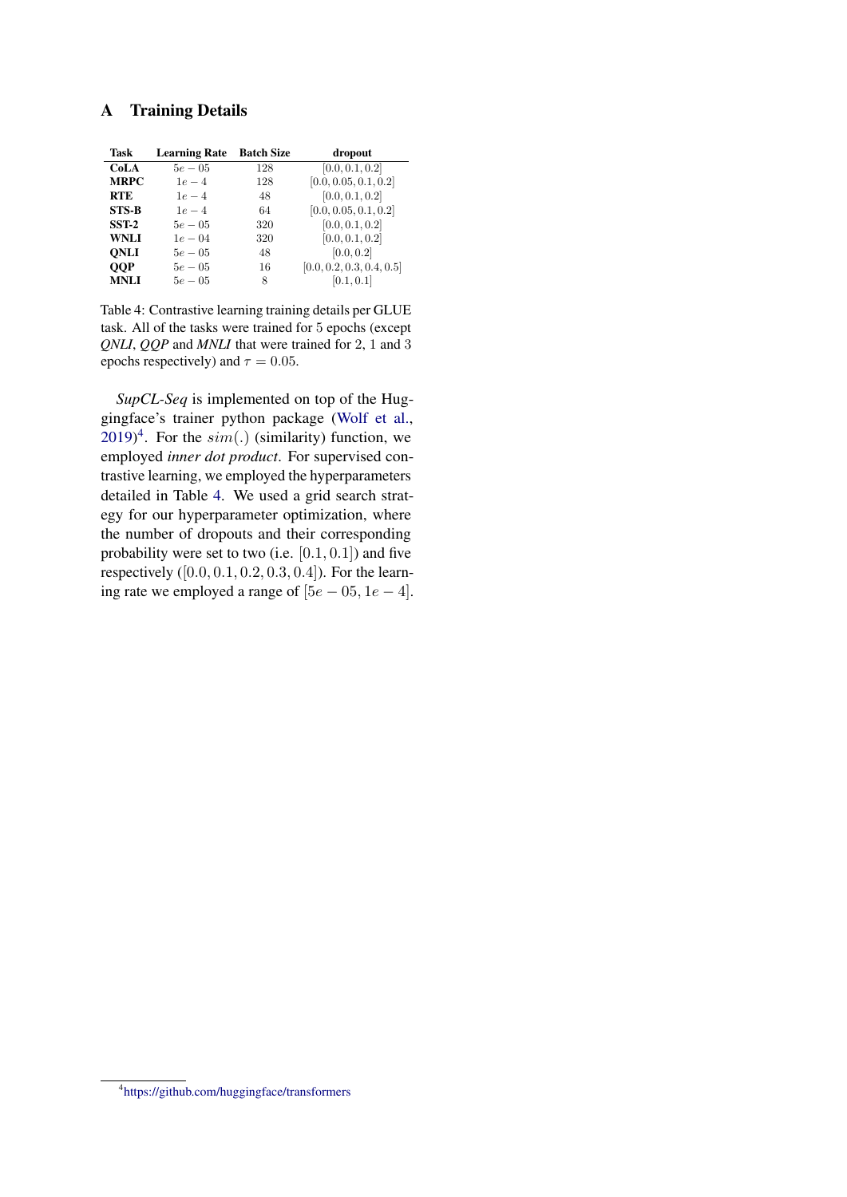# A Training Details

| Task | Learning Rate | Batch Size | dropout |
|---|---|---|---|
| **CoLA** | $5e-05$ | 128 | $[0.0, 0.1, 0.2]$ |
| **MRPC** | $1e-4$ | 128 | $[0.0, 0.05, 0.1, 0.2]$ |
| **RTE** | $1e-4$ | 48 | $[0.0, 0.1, 0.2]$ |
| **STS-B** | $1e-4$ | 64 | $[0.0, 0.05, 0.1, 0.2]$ |
| **SST-2** | $5e-05$ | 320 | $[0.0, 0.1, 0.2]$ |
| **WNLI** | $1e-04$ | 320 | $[0.0, 0.1, 0.2]$ |
| **QNLI** | $5e-05$ | 48 | $[0.0, 0.2]$ |
| **QQP** | $5e-05$ | 16 | $[0.0, 0.2, 0.3, 0.4, 0.5]$ |
| **MNLI** | $5e-05$ | 8 | $[0.1, 0.1]$ |

Table 4: Contrastive learning training details per GLUE task. All of the tasks were trained for 5 epochs (except *QNLI*, *QQP* and *MNLI* that were trained for 2, 1 and 3 epochs respectively) and $\tau = 0.05$.

*SupCL-Seq* is implemented on top of the Huggingface's trainer python package (Wolf et al., 2019)[4]. For the $sim(.)$ (similarity) function, we employed *inner dot product*. For supervised contrastive learning, we employed the hyperparameters detailed in Table 4. We used a grid search strategy for our hyperparameter optimization, where the number of dropouts and their corresponding probability were set to two (i.e. $[0.1, 0.1]$) and five respectively ($[0.0, 0.1, 0.2, 0.3, 0.4]$). For the learning rate we employed a range of $[5e-05, 1e-4]$.

[4] https://github.com/huggingface/transformers